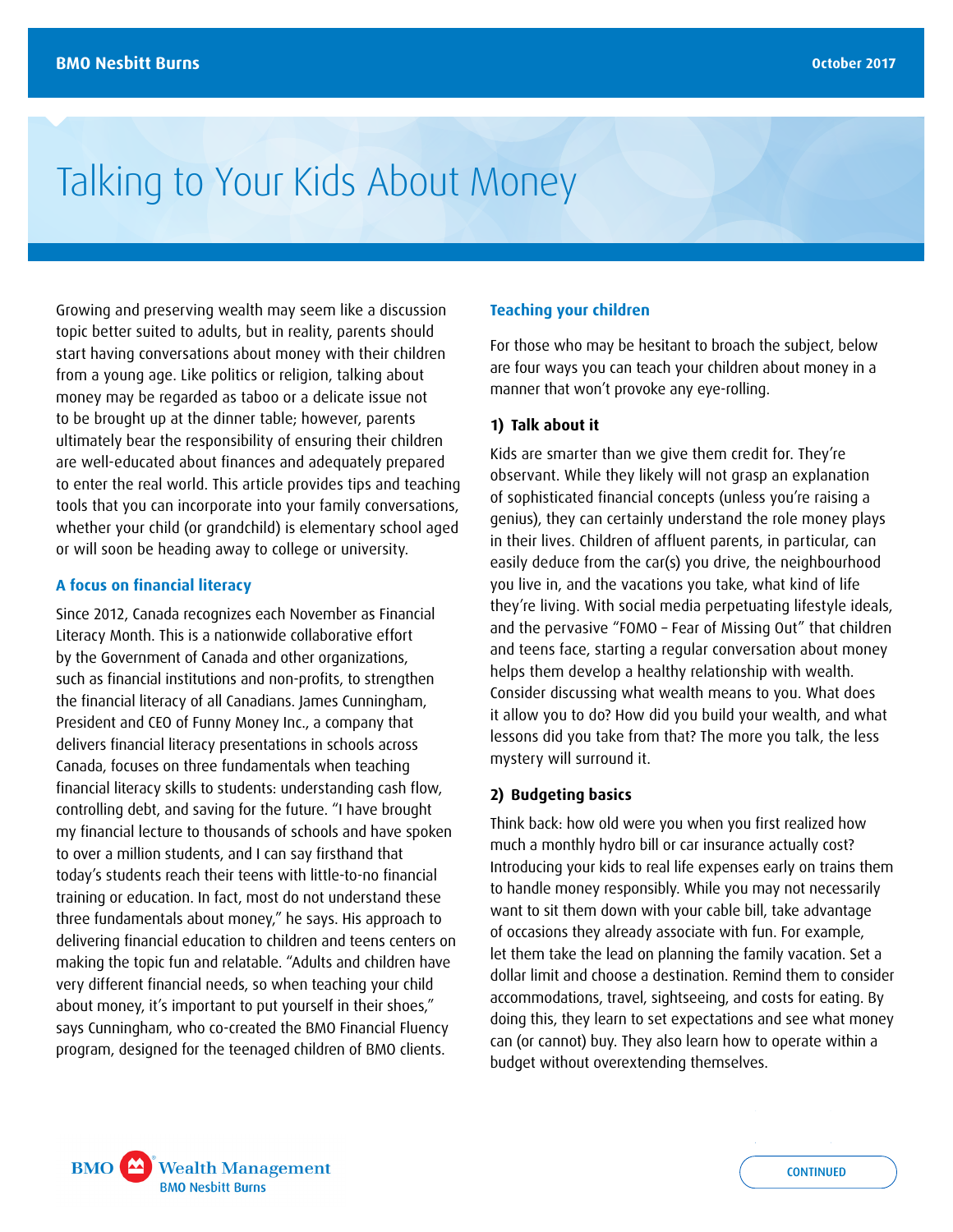# Talking to Your Kids About Money

Growing and preserving wealth may seem like a discussion topic better suited to adults, but in reality, parents should start having conversations about money with their children from a young age. Like politics or religion, talking about money may be regarded as taboo or a delicate issue not to be brought up at the dinner table; however, parents ultimately bear the responsibility of ensuring their children are well-educated about finances and adequately prepared to enter the real world. This article provides tips and teaching tools that you can incorporate into your family conversations, whether your child (or grandchild) is elementary school aged or will soon be heading away to college or university.

## A focus on financial literacy

Since 2012, Canada recognizes each November as Financial Literacy Month. This is a nationwide collaborative effort by the Government of Canada and other organizations, such as financial institutions and non-profits, to strengthen the financial literacy of all Canadians. James Cunningham, President and CEO of Funny Money Inc., a company that delivers financial literacy presentations in schools across Canada, focuses on three fundamentals when teaching financial literacy skills to students: understanding cash flow, controlling debt, and saving for the future. "I have brought my financial lecture to thousands of schools and have spoken to over a million students, and I can say firsthand that today's students reach their teens with little-to-no financial training or education. In fact, most do not understand these three fundamentals about money," he says. His approach to delivering financial education to children and teens centers on making the topic fun and relatable. "Adults and children have very different financial needs, so when teaching your child about money, it's important to put yourself in their shoes," says Cunningham, who co-created the BMO Financial Fluency program, designed for the teenaged children of BMO clients.

## Teaching your children

For those who may be hesitant to broach the subject, below are four ways you can teach your children about money in a manner that won't provoke any eye-rolling.

### 1) Talk about it

Kids are smarter than we give them credit for. They're observant. While they likely will not grasp an explanation of sophisticated financial concepts (unless you're raising a genius), they can certainly understand the role money plays in their lives. Children of affluent parents, in particular, can easily deduce from the car(s) you drive, the neighbourhood you live in, and the vacations you take, what kind of life they're living. With social media perpetuating lifestyle ideals, and the pervasive "FOMO – Fear of Missing Out" that children and teens face, starting a regular conversation about money helps them develop a healthy relationship with wealth. Consider discussing what wealth means to you. What does it allow you to do? How did you build your wealth, and what lessons did you take from that? The more you talk, the less mystery will surround it.

### 2) Budgeting basics

Think back: how old were you when you first realized how much a monthly hydro bill or car insurance actually cost? Introducing your kids to real life expenses early on trains them to handle money responsibly. While you may not necessarily want to sit them down with your cable bill, take advantage of occasions they already associate with fun. For example, let them take the lead on planning the family vacation. Set a dollar limit and choose a destination. Remind them to consider accommodations, travel, sightseeing, and costs for eating. By doing this, they learn to set expectations and see what money can (or cannot) buy. They also learn how to operate within a budget without overextending themselves.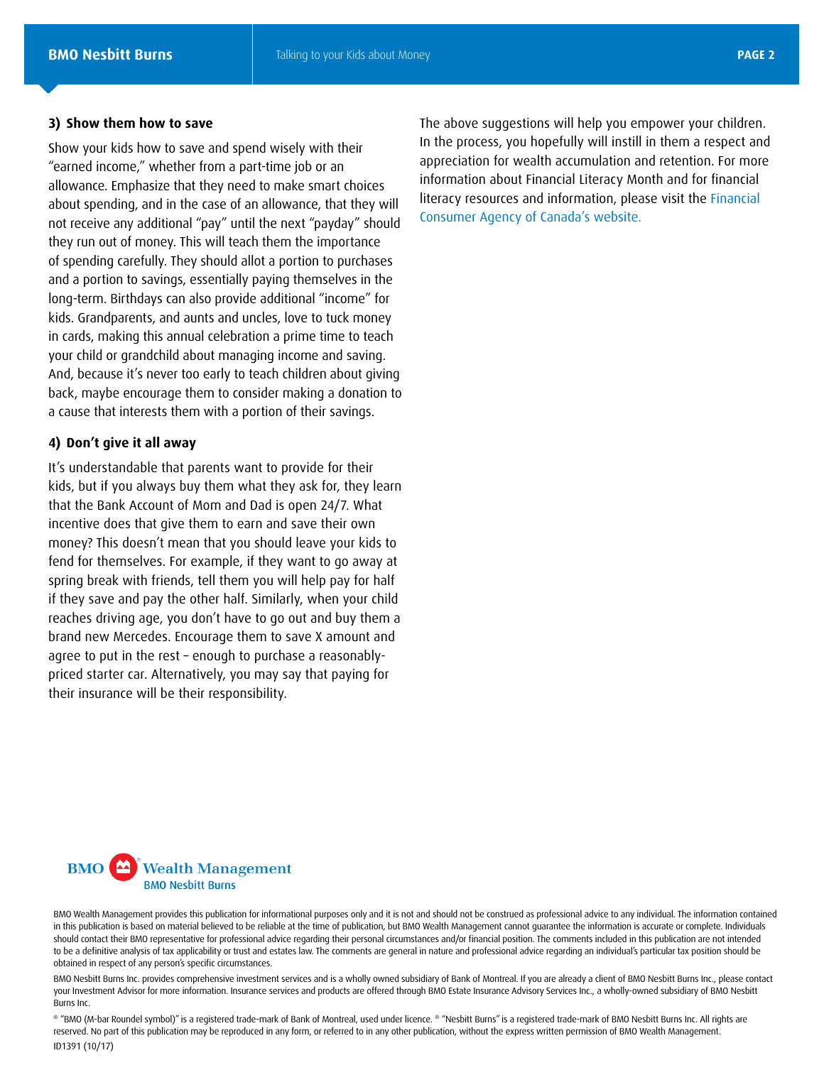### 3) Show them how to save

Show your kids how to save and spend wisely with their "earned income," whether from a part-time job or an allowance. Emphasize that they need to make smart choices about spending, and in the case of an allowance, that they will not receive any additional "pay" until the next "payday" should they run out of money. This will teach them the importance of spending carefully. They should allot a portion to purchases and a portion to savings, essentially paying themselves in the long-term. Birthdays can also provide additional "income" for kids. Grandparents, and aunts and uncles, love to tuck money in cards, making this annual celebration a prime time to teach your child or grandchild about managing income and saving. And, because it's never too early to teach children about giving back, maybe encourage them to consider making a donation to a cause that interests them with a portion of their savings.

### 4) Don't give it all away

It's understandable that parents want to provide for their kids, but if you always buy them what they ask for, they learn that the Bank Account of Mom and Dad is open 24/7. What incentive does that give them to earn and save their own money? This doesn't mean that you should leave your kids to fend for themselves. For example, if they want to go away at spring break with friends, tell them you will help pay for half if they save and pay the other half. Similarly, when your child reaches driving age, you don't have to go out and buy them a brand new Mercedes. Encourage them to save X amount and agree to put in the rest – enough to purchase a reasonably-priced starter car. Alternatively, you may say that paying for their insurance will be their responsibility.

The above suggestions will help you empower your children. In the process, you hopefully will instill in them a respect and appreciation for wealth accumulation and retention. For more information about Financial Literacy Month and for financial literacy resources and information, please visit the Financial Consumer Agency of Canada's website.

BMO Wealth Management
BMO Nesbitt Burns

BMO Wealth Management provides this publication for informational purposes only and it is not and should not be construed as professional advice to any individual. The information contained in this publication is based on material believed to be reliable at the time of publication, but BMO Wealth Management cannot guarantee the information is accurate or complete. Individuals should contact their BMO representative for professional advice regarding their personal circumstances and/or financial position. The comments included in this publication are not intended to be a definitive analysis of tax applicability or trust and estates law. The comments are general in nature and professional advice regarding an individual's particular tax position should be obtained in respect of any person's specific circumstances.

BMO Nesbitt Burns Inc. provides comprehensive investment services and is a wholly owned subsidiary of Bank of Montreal. If you are already a client of BMO Nesbitt Burns Inc., please contact your Investment Advisor for more information. Insurance services and products are offered through BMO Estate Insurance Advisory Services Inc., a wholly-owned subsidiary of BMO Nesbitt Burns Inc.

® "BMO (M-bar Roundel symbol)" is a registered trade-mark of Bank of Montreal, used under licence. ® "Nesbitt Burns" is a registered trade-mark of BMO Nesbitt Burns Inc. All rights are reserved. No part of this publication may be reproduced in any form, or referred to in any other publication, without the express written permission of BMO Wealth Management.

ID1391 (10/17)